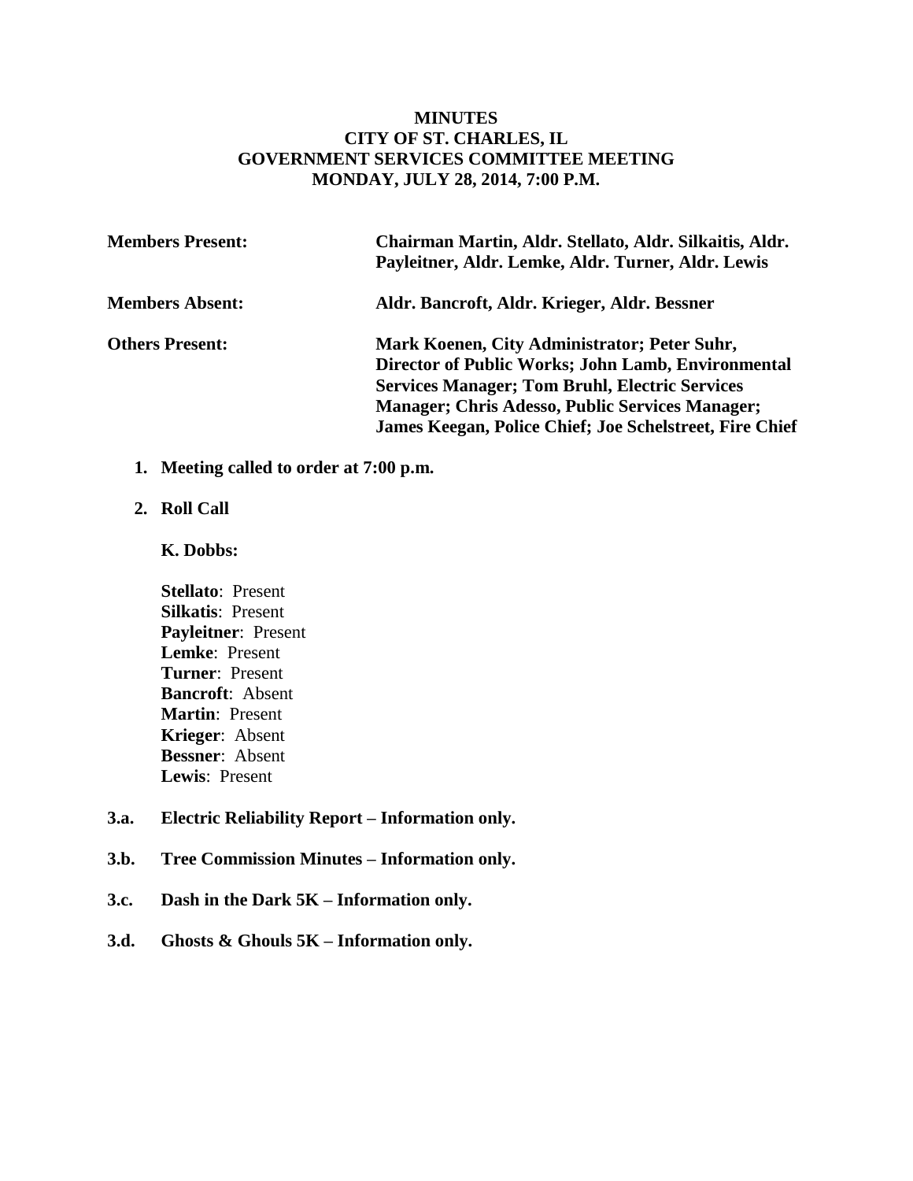# MINUTES
# CITY OF ST. CHARLES, IL
# GOVERNMENT SERVICES COMMITTEE MEETING
# MONDAY, JULY 28, 2014, 7:00 P.M.

**Members Present:** **Chairman Martin, Aldr. Stellato, Aldr. Silkaitis, Aldr. Payleitner, Aldr. Lemke, Aldr. Turner, Aldr. Lewis**

**Members Absent:** **Aldr. Bancroft, Aldr. Krieger, Aldr. Bessner**

**Others Present:** **Mark Koenen, City Administrator; Peter Suhr, Director of Public Works; John Lamb, Environmental Services Manager; Tom Bruhl, Electric Services Manager; Chris Adesso, Public Services Manager; James Keegan, Police Chief; Joe Schelstreet, Fire Chief**

1. **Meeting called to order at 7:00 p.m.**

2. **Roll Call**

   **K. Dobbs:**

   **Stellato**: Present
   **Silkatis**: Present
   **Payleitner**: Present
   **Lemke**: Present
   **Turner**: Present
   **Bancroft**: Absent
   **Martin**: Present
   **Krieger**: Absent
   **Bessner**: Absent
   **Lewis**: Present

**3.a. Electric Reliability Report – Information only.**

**3.b. Tree Commission Minutes – Information only.**

**3.c. Dash in the Dark 5K – Information only.**

**3.d. Ghosts & Ghouls 5K – Information only.**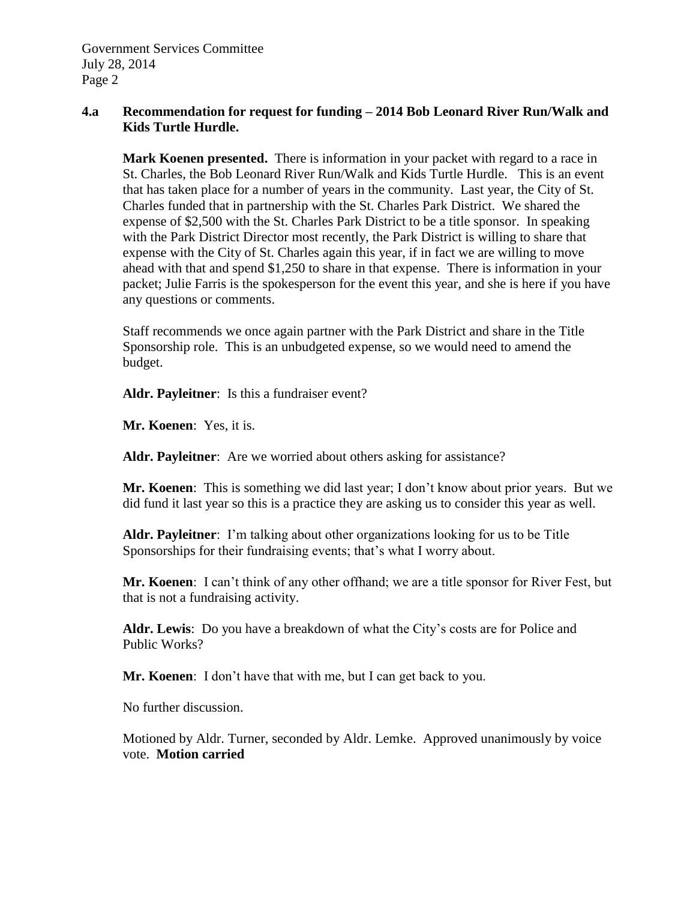**4.a Recommendation for request for funding – 2014 Bob Leonard River Run/Walk and Kids Turtle Hurdle.**

**Mark Koenen presented.** There is information in your packet with regard to a race in St. Charles, the Bob Leonard River Run/Walk and Kids Turtle Hurdle. This is an event that has taken place for a number of years in the community. Last year, the City of St. Charles funded that in partnership with the St. Charles Park District. We shared the expense of $2,500 with the St. Charles Park District to be a title sponsor. In speaking with the Park District Director most recently, the Park District is willing to share that expense with the City of St. Charles again this year, if in fact we are willing to move ahead with that and spend $1,250 to share in that expense. There is information in your packet; Julie Farris is the spokesperson for the event this year, and she is here if you have any questions or comments.

Staff recommends we once again partner with the Park District and share in the Title Sponsorship role. This is an unbudgeted expense, so we would need to amend the budget.

**Aldr. Payleitner**: Is this a fundraiser event?

**Mr. Koenen**: Yes, it is.

**Aldr. Payleitner**: Are we worried about others asking for assistance?

**Mr. Koenen**: This is something we did last year; I don't know about prior years. But we did fund it last year so this is a practice they are asking us to consider this year as well.

**Aldr. Payleitner**: I'm talking about other organizations looking for us to be Title Sponsorships for their fundraising events; that's what I worry about.

**Mr. Koenen**: I can't think of any other offhand; we are a title sponsor for River Fest, but that is not a fundraising activity.

**Aldr. Lewis**: Do you have a breakdown of what the City's costs are for Police and Public Works?

**Mr. Koenen**: I don't have that with me, but I can get back to you.

No further discussion.

Motioned by Aldr. Turner, seconded by Aldr. Lemke. Approved unanimously by voice vote. **Motion carried**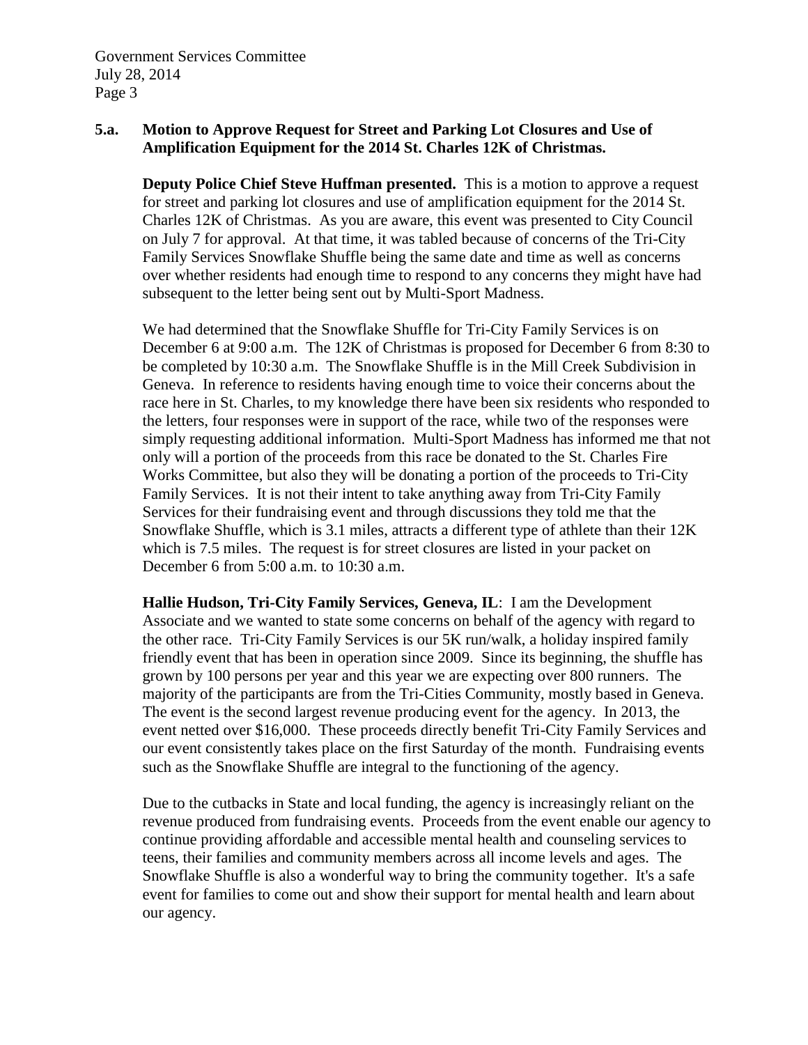**5.a. Motion to Approve Request for Street and Parking Lot Closures and Use of Amplification Equipment for the 2014 St. Charles 12K of Christmas.**

**Deputy Police Chief Steve Huffman presented.** This is a motion to approve a request for street and parking lot closures and use of amplification equipment for the 2014 St. Charles 12K of Christmas. As you are aware, this event was presented to City Council on July 7 for approval. At that time, it was tabled because of concerns of the Tri-City Family Services Snowflake Shuffle being the same date and time as well as concerns over whether residents had enough time to respond to any concerns they might have had subsequent to the letter being sent out by Multi-Sport Madness.

We had determined that the Snowflake Shuffle for Tri-City Family Services is on December 6 at 9:00 a.m. The 12K of Christmas is proposed for December 6 from 8:30 to be completed by 10:30 a.m. The Snowflake Shuffle is in the Mill Creek Subdivision in Geneva. In reference to residents having enough time to voice their concerns about the race here in St. Charles, to my knowledge there have been six residents who responded to the letters, four responses were in support of the race, while two of the responses were simply requesting additional information. Multi-Sport Madness has informed me that not only will a portion of the proceeds from this race be donated to the St. Charles Fire Works Committee, but also they will be donating a portion of the proceeds to Tri-City Family Services. It is not their intent to take anything away from Tri-City Family Services for their fundraising event and through discussions they told me that the Snowflake Shuffle, which is 3.1 miles, attracts a different type of athlete than their 12K which is 7.5 miles. The request is for street closures are listed in your packet on December 6 from 5:00 a.m. to 10:30 a.m.

**Hallie Hudson, Tri-City Family Services, Geneva, IL**: I am the Development Associate and we wanted to state some concerns on behalf of the agency with regard to the other race. Tri-City Family Services is our 5K run/walk, a holiday inspired family friendly event that has been in operation since 2009. Since its beginning, the shuffle has grown by 100 persons per year and this year we are expecting over 800 runners. The majority of the participants are from the Tri-Cities Community, mostly based in Geneva. The event is the second largest revenue producing event for the agency. In 2013, the event netted over $16,000. These proceeds directly benefit Tri-City Family Services and our event consistently takes place on the first Saturday of the month. Fundraising events such as the Snowflake Shuffle are integral to the functioning of the agency.

Due to the cutbacks in State and local funding, the agency is increasingly reliant on the revenue produced from fundraising events. Proceeds from the event enable our agency to continue providing affordable and accessible mental health and counseling services to teens, their families and community members across all income levels and ages. The Snowflake Shuffle is also a wonderful way to bring the community together. It's a safe event for families to come out and show their support for mental health and learn about our agency.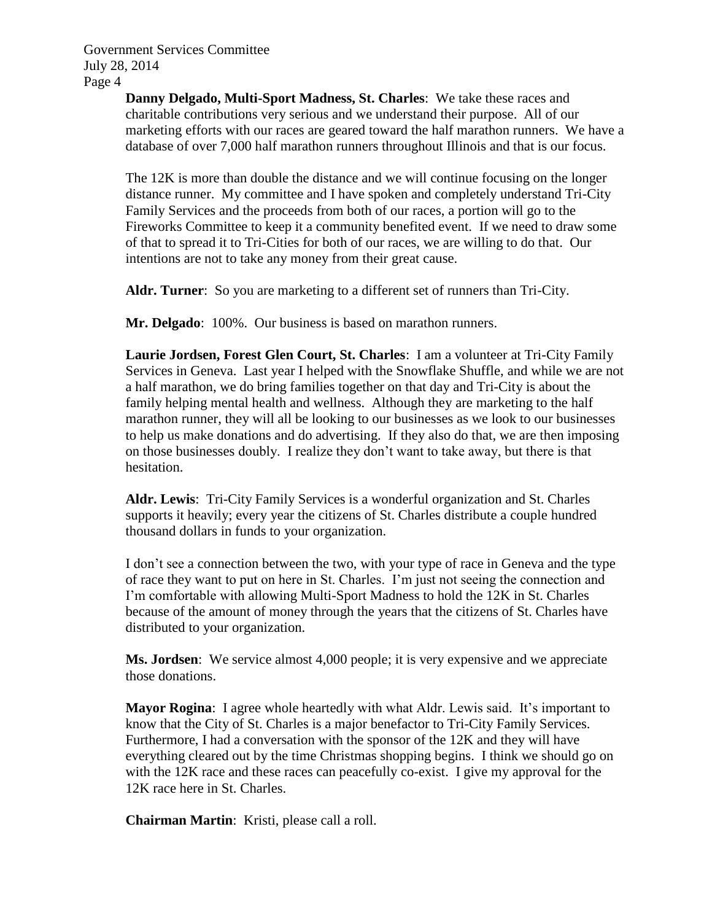**Danny Delgado, Multi-Sport Madness, St. Charles**: We take these races and charitable contributions very serious and we understand their purpose. All of our marketing efforts with our races are geared toward the half marathon runners. We have a database of over 7,000 half marathon runners throughout Illinois and that is our focus.

The 12K is more than double the distance and we will continue focusing on the longer distance runner. My committee and I have spoken and completely understand Tri-City Family Services and the proceeds from both of our races, a portion will go to the Fireworks Committee to keep it a community benefited event. If we need to draw some of that to spread it to Tri-Cities for both of our races, we are willing to do that. Our intentions are not to take any money from their great cause.

**Aldr. Turner**: So you are marketing to a different set of runners than Tri-City.

**Mr. Delgado**: 100%. Our business is based on marathon runners.

**Laurie Jordsen, Forest Glen Court, St. Charles**: I am a volunteer at Tri-City Family Services in Geneva. Last year I helped with the Snowflake Shuffle, and while we are not a half marathon, we do bring families together on that day and Tri-City is about the family helping mental health and wellness. Although they are marketing to the half marathon runner, they will all be looking to our businesses as we look to our businesses to help us make donations and do advertising. If they also do that, we are then imposing on those businesses doubly. I realize they don't want to take away, but there is that hesitation.

**Aldr. Lewis**: Tri-City Family Services is a wonderful organization and St. Charles supports it heavily; every year the citizens of St. Charles distribute a couple hundred thousand dollars in funds to your organization.

I don't see a connection between the two, with your type of race in Geneva and the type of race they want to put on here in St. Charles. I'm just not seeing the connection and I'm comfortable with allowing Multi-Sport Madness to hold the 12K in St. Charles because of the amount of money through the years that the citizens of St. Charles have distributed to your organization.

**Ms. Jordsen**: We service almost 4,000 people; it is very expensive and we appreciate those donations.

**Mayor Rogina**: I agree whole heartedly with what Aldr. Lewis said. It's important to know that the City of St. Charles is a major benefactor to Tri-City Family Services. Furthermore, I had a conversation with the sponsor of the 12K and they will have everything cleared out by the time Christmas shopping begins. I think we should go on with the 12K race and these races can peacefully co-exist. I give my approval for the 12K race here in St. Charles.

**Chairman Martin**: Kristi, please call a roll.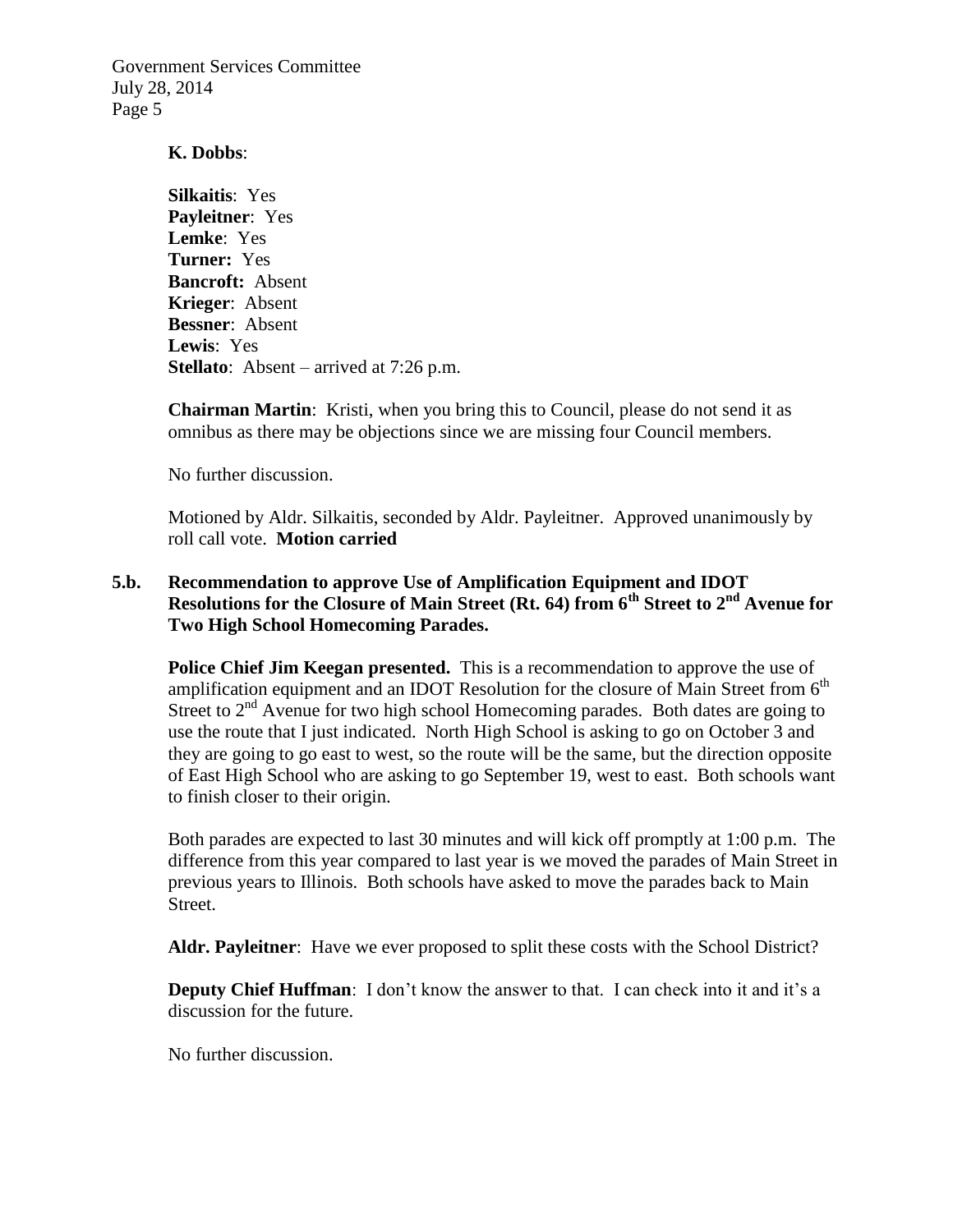**K. Dobbs**:

**Silkaitis**: Yes
**Payleitner**: Yes
**Lemke**: Yes
**Turner:** Yes
**Bancroft:** Absent
**Krieger**: Absent
**Bessner**: Absent
**Lewis**: Yes
**Stellato**: Absent – arrived at 7:26 p.m.

**Chairman Martin**: Kristi, when you bring this to Council, please do not send it as omnibus as there may be objections since we are missing four Council members.

No further discussion.

Motioned by Aldr. Silkaitis, seconded by Aldr. Payleitner. Approved unanimously by roll call vote. **Motion carried**

**5.b. Recommendation to approve Use of Amplification Equipment and IDOT Resolutions for the Closure of Main Street (Rt. 64) from 6th Street to 2nd Avenue for Two High School Homecoming Parades.**

**Police Chief Jim Keegan presented.** This is a recommendation to approve the use of amplification equipment and an IDOT Resolution for the closure of Main Street from 6th Street to 2nd Avenue for two high school Homecoming parades. Both dates are going to use the route that I just indicated. North High School is asking to go on October 3 and they are going to go east to west, so the route will be the same, but the direction opposite of East High School who are asking to go September 19, west to east. Both schools want to finish closer to their origin.

Both parades are expected to last 30 minutes and will kick off promptly at 1:00 p.m. The difference from this year compared to last year is we moved the parades of Main Street in previous years to Illinois. Both schools have asked to move the parades back to Main Street.

**Aldr. Payleitner**: Have we ever proposed to split these costs with the School District?

**Deputy Chief Huffman**: I don't know the answer to that. I can check into it and it's a discussion for the future.

No further discussion.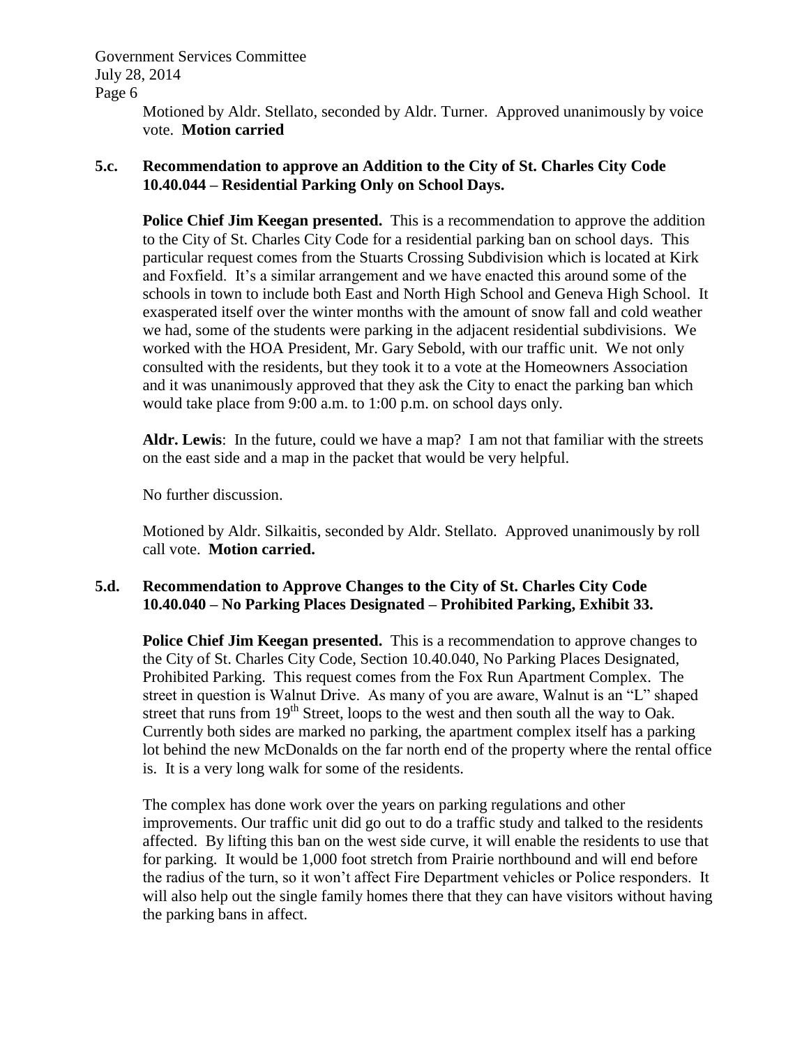Motioned by Aldr. Stellato, seconded by Aldr. Turner. Approved unanimously by voice vote. **Motion carried**

**5.c. Recommendation to approve an Addition to the City of St. Charles City Code 10.40.044 – Residential Parking Only on School Days.**

**Police Chief Jim Keegan presented.** This is a recommendation to approve the addition to the City of St. Charles City Code for a residential parking ban on school days. This particular request comes from the Stuarts Crossing Subdivision which is located at Kirk and Foxfield. It's a similar arrangement and we have enacted this around some of the schools in town to include both East and North High School and Geneva High School. It exasperated itself over the winter months with the amount of snow fall and cold weather we had, some of the students were parking in the adjacent residential subdivisions. We worked with the HOA President, Mr. Gary Sebold, with our traffic unit. We not only consulted with the residents, but they took it to a vote at the Homeowners Association and it was unanimously approved that they ask the City to enact the parking ban which would take place from 9:00 a.m. to 1:00 p.m. on school days only.

**Aldr. Lewis**: In the future, could we have a map? I am not that familiar with the streets on the east side and a map in the packet that would be very helpful.

No further discussion.

Motioned by Aldr. Silkaitis, seconded by Aldr. Stellato. Approved unanimously by roll call vote. **Motion carried.**

**5.d. Recommendation to Approve Changes to the City of St. Charles City Code 10.40.040 – No Parking Places Designated – Prohibited Parking, Exhibit 33.**

**Police Chief Jim Keegan presented.** This is a recommendation to approve changes to the City of St. Charles City Code, Section 10.40.040, No Parking Places Designated, Prohibited Parking. This request comes from the Fox Run Apartment Complex. The street in question is Walnut Drive. As many of you are aware, Walnut is an "L" shaped street that runs from 19th Street, loops to the west and then south all the way to Oak. Currently both sides are marked no parking, the apartment complex itself has a parking lot behind the new McDonalds on the far north end of the property where the rental office is. It is a very long walk for some of the residents.

The complex has done work over the years on parking regulations and other improvements. Our traffic unit did go out to do a traffic study and talked to the residents affected. By lifting this ban on the west side curve, it will enable the residents to use that for parking. It would be 1,000 foot stretch from Prairie northbound and will end before the radius of the turn, so it won't affect Fire Department vehicles or Police responders. It will also help out the single family homes there that they can have visitors without having the parking bans in affect.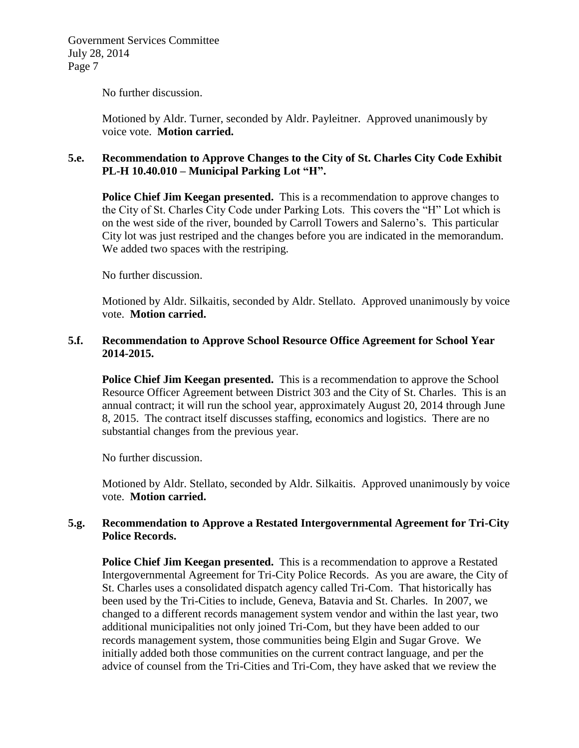No further discussion.

Motioned by Aldr. Turner, seconded by Aldr. Payleitner. Approved unanimously by voice vote. **Motion carried.**

**5.e. Recommendation to Approve Changes to the City of St. Charles City Code Exhibit PL-H 10.40.010 – Municipal Parking Lot "H".**

**Police Chief Jim Keegan presented.** This is a recommendation to approve changes to the City of St. Charles City Code under Parking Lots. This covers the "H" Lot which is on the west side of the river, bounded by Carroll Towers and Salerno's. This particular City lot was just restriped and the changes before you are indicated in the memorandum. We added two spaces with the restriping.

No further discussion.

Motioned by Aldr. Silkaitis, seconded by Aldr. Stellato. Approved unanimously by voice vote. **Motion carried.**

**5.f. Recommendation to Approve School Resource Office Agreement for School Year 2014-2015.**

**Police Chief Jim Keegan presented.** This is a recommendation to approve the School Resource Officer Agreement between District 303 and the City of St. Charles. This is an annual contract; it will run the school year, approximately August 20, 2014 through June 8, 2015. The contract itself discusses staffing, economics and logistics. There are no substantial changes from the previous year.

No further discussion.

Motioned by Aldr. Stellato, seconded by Aldr. Silkaitis. Approved unanimously by voice vote. **Motion carried.**

**5.g. Recommendation to Approve a Restated Intergovernmental Agreement for Tri-City Police Records.**

**Police Chief Jim Keegan presented.** This is a recommendation to approve a Restated Intergovernmental Agreement for Tri-City Police Records. As you are aware, the City of St. Charles uses a consolidated dispatch agency called Tri-Com. That historically has been used by the Tri-Cities to include, Geneva, Batavia and St. Charles. In 2007, we changed to a different records management system vendor and within the last year, two additional municipalities not only joined Tri-Com, but they have been added to our records management system, those communities being Elgin and Sugar Grove. We initially added both those communities on the current contract language, and per the advice of counsel from the Tri-Cities and Tri-Com, they have asked that we review the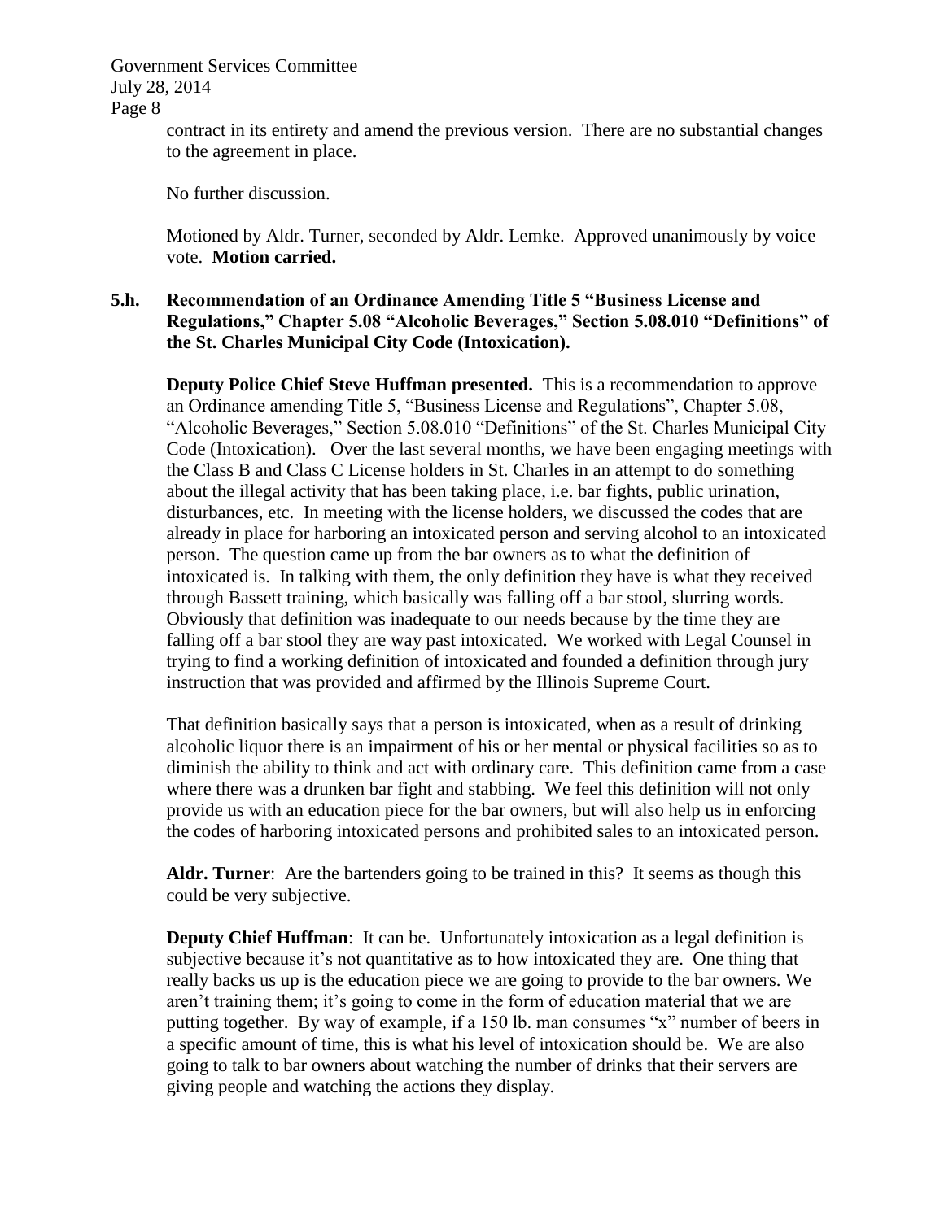contract in its entirety and amend the previous version. There are no substantial changes to the agreement in place.

No further discussion.

Motioned by Aldr. Turner, seconded by Aldr. Lemke. Approved unanimously by voice vote. **Motion carried.**

**5.h. Recommendation of an Ordinance Amending Title 5 "Business License and Regulations," Chapter 5.08 "Alcoholic Beverages," Section 5.08.010 "Definitions" of the St. Charles Municipal City Code (Intoxication).**

**Deputy Police Chief Steve Huffman presented.** This is a recommendation to approve an Ordinance amending Title 5, "Business License and Regulations", Chapter 5.08, "Alcoholic Beverages," Section 5.08.010 "Definitions" of the St. Charles Municipal City Code (Intoxication). Over the last several months, we have been engaging meetings with the Class B and Class C License holders in St. Charles in an attempt to do something about the illegal activity that has been taking place, i.e. bar fights, public urination, disturbances, etc. In meeting with the license holders, we discussed the codes that are already in place for harboring an intoxicated person and serving alcohol to an intoxicated person. The question came up from the bar owners as to what the definition of intoxicated is. In talking with them, the only definition they have is what they received through Bassett training, which basically was falling off a bar stool, slurring words. Obviously that definition was inadequate to our needs because by the time they are falling off a bar stool they are way past intoxicated. We worked with Legal Counsel in trying to find a working definition of intoxicated and founded a definition through jury instruction that was provided and affirmed by the Illinois Supreme Court.

That definition basically says that a person is intoxicated, when as a result of drinking alcoholic liquor there is an impairment of his or her mental or physical facilities so as to diminish the ability to think and act with ordinary care. This definition came from a case where there was a drunken bar fight and stabbing. We feel this definition will not only provide us with an education piece for the bar owners, but will also help us in enforcing the codes of harboring intoxicated persons and prohibited sales to an intoxicated person.

**Aldr. Turner**: Are the bartenders going to be trained in this? It seems as though this could be very subjective.

**Deputy Chief Huffman**: It can be. Unfortunately intoxication as a legal definition is subjective because it's not quantitative as to how intoxicated they are. One thing that really backs us up is the education piece we are going to provide to the bar owners. We aren't training them; it's going to come in the form of education material that we are putting together. By way of example, if a 150 lb. man consumes "x" number of beers in a specific amount of time, this is what his level of intoxication should be. We are also going to talk to bar owners about watching the number of drinks that their servers are giving people and watching the actions they display.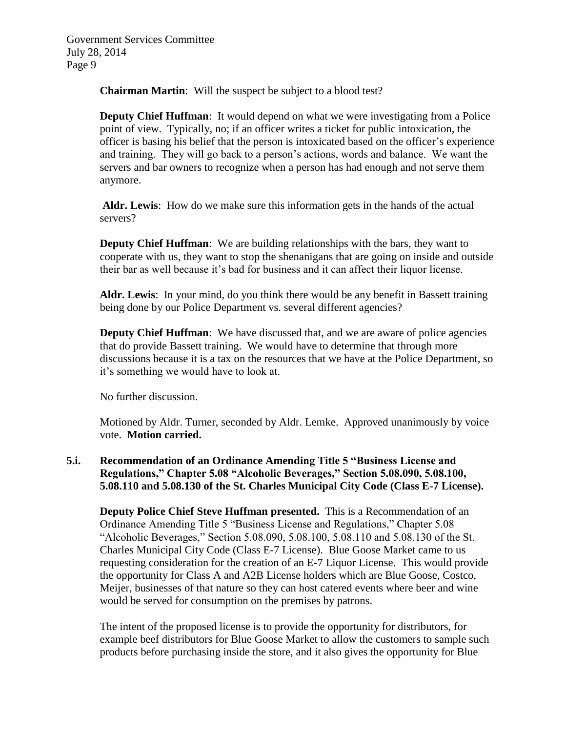**Chairman Martin**: Will the suspect be subject to a blood test?

**Deputy Chief Huffman**: It would depend on what we were investigating from a Police point of view. Typically, no; if an officer writes a ticket for public intoxication, the officer is basing his belief that the person is intoxicated based on the officer's experience and training. They will go back to a person's actions, words and balance. We want the servers and bar owners to recognize when a person has had enough and not serve them anymore.

**Aldr. Lewis**: How do we make sure this information gets in the hands of the actual servers?

**Deputy Chief Huffman**: We are building relationships with the bars, they want to cooperate with us, they want to stop the shenanigans that are going on inside and outside their bar as well because it's bad for business and it can affect their liquor license.

**Aldr. Lewis**: In your mind, do you think there would be any benefit in Bassett training being done by our Police Department vs. several different agencies?

**Deputy Chief Huffman**: We have discussed that, and we are aware of police agencies that do provide Bassett training. We would have to determine that through more discussions because it is a tax on the resources that we have at the Police Department, so it's something we would have to look at.

No further discussion.

Motioned by Aldr. Turner, seconded by Aldr. Lemke. Approved unanimously by voice vote. **Motion carried.**

**5.i. Recommendation of an Ordinance Amending Title 5 "Business License and Regulations," Chapter 5.08 "Alcoholic Beverages," Section 5.08.090, 5.08.100, 5.08.110 and 5.08.130 of the St. Charles Municipal City Code (Class E-7 License).**

**Deputy Police Chief Steve Huffman presented.** This is a Recommendation of an Ordinance Amending Title 5 "Business License and Regulations," Chapter 5.08 "Alcoholic Beverages," Section 5.08.090, 5.08.100, 5.08.110 and 5.08.130 of the St. Charles Municipal City Code (Class E-7 License). Blue Goose Market came to us requesting consideration for the creation of an E-7 Liquor License. This would provide the opportunity for Class A and A2B License holders which are Blue Goose, Costco, Meijer, businesses of that nature so they can host catered events where beer and wine would be served for consumption on the premises by patrons.

The intent of the proposed license is to provide the opportunity for distributors, for example beef distributors for Blue Goose Market to allow the customers to sample such products before purchasing inside the store, and it also gives the opportunity for Blue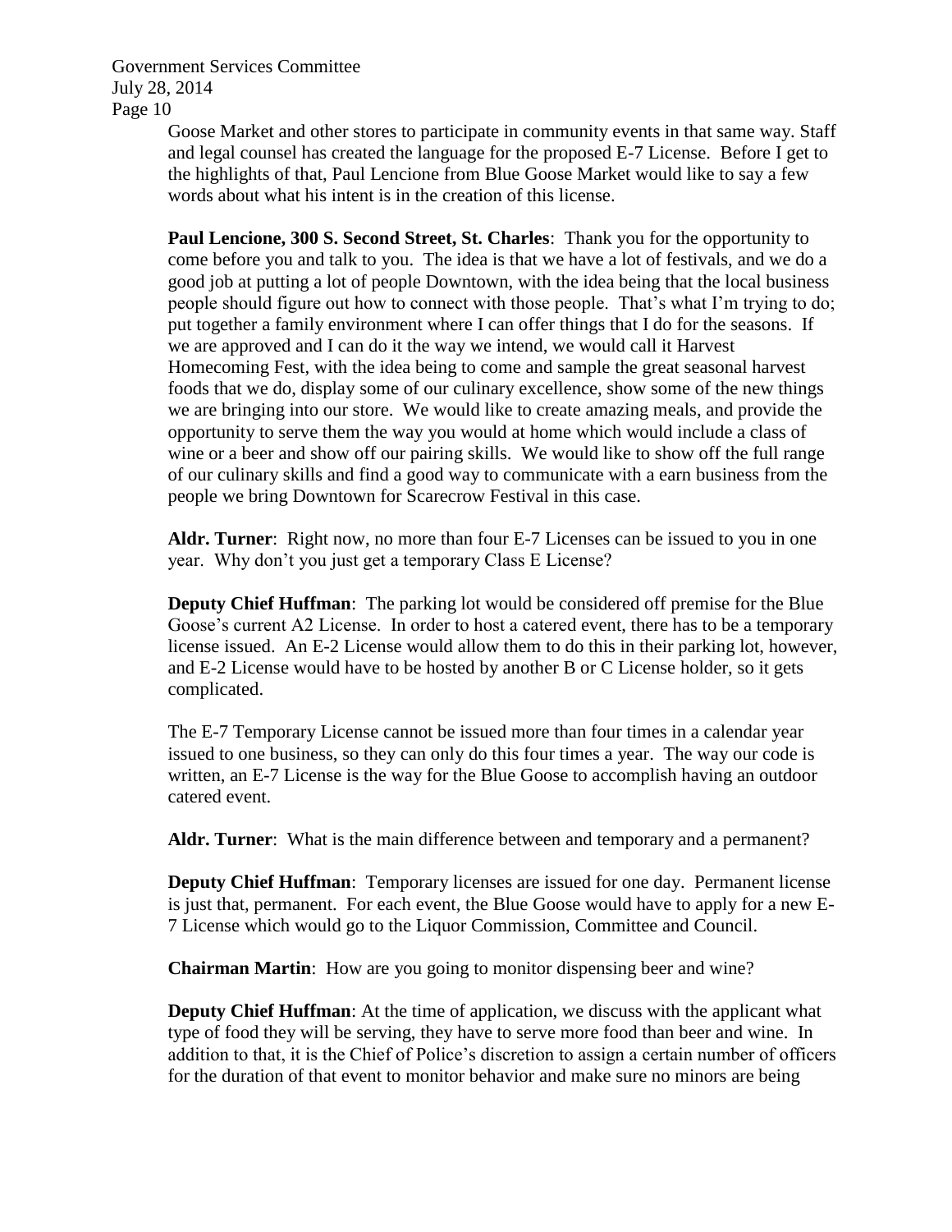Goose Market and other stores to participate in community events in that same way. Staff and legal counsel has created the language for the proposed E-7 License. Before I get to the highlights of that, Paul Lencione from Blue Goose Market would like to say a few words about what his intent is in the creation of this license.

**Paul Lencione, 300 S. Second Street, St. Charles**: Thank you for the opportunity to come before you and talk to you. The idea is that we have a lot of festivals, and we do a good job at putting a lot of people Downtown, with the idea being that the local business people should figure out how to connect with those people. That's what I'm trying to do; put together a family environment where I can offer things that I do for the seasons. If we are approved and I can do it the way we intend, we would call it Harvest Homecoming Fest, with the idea being to come and sample the great seasonal harvest foods that we do, display some of our culinary excellence, show some of the new things we are bringing into our store. We would like to create amazing meals, and provide the opportunity to serve them the way you would at home which would include a class of wine or a beer and show off our pairing skills. We would like to show off the full range of our culinary skills and find a good way to communicate with a earn business from the people we bring Downtown for Scarecrow Festival in this case.

**Aldr. Turner**: Right now, no more than four E-7 Licenses can be issued to you in one year. Why don't you just get a temporary Class E License?

**Deputy Chief Huffman**: The parking lot would be considered off premise for the Blue Goose's current A2 License. In order to host a catered event, there has to be a temporary license issued. An E-2 License would allow them to do this in their parking lot, however, and E-2 License would have to be hosted by another B or C License holder, so it gets complicated.

The E-7 Temporary License cannot be issued more than four times in a calendar year issued to one business, so they can only do this four times a year. The way our code is written, an E-7 License is the way for the Blue Goose to accomplish having an outdoor catered event.

**Aldr. Turner**: What is the main difference between and temporary and a permanent?

**Deputy Chief Huffman**: Temporary licenses are issued for one day. Permanent license is just that, permanent. For each event, the Blue Goose would have to apply for a new E-7 License which would go to the Liquor Commission, Committee and Council.

**Chairman Martin**: How are you going to monitor dispensing beer and wine?

**Deputy Chief Huffman**: At the time of application, we discuss with the applicant what type of food they will be serving, they have to serve more food than beer and wine. In addition to that, it is the Chief of Police's discretion to assign a certain number of officers for the duration of that event to monitor behavior and make sure no minors are being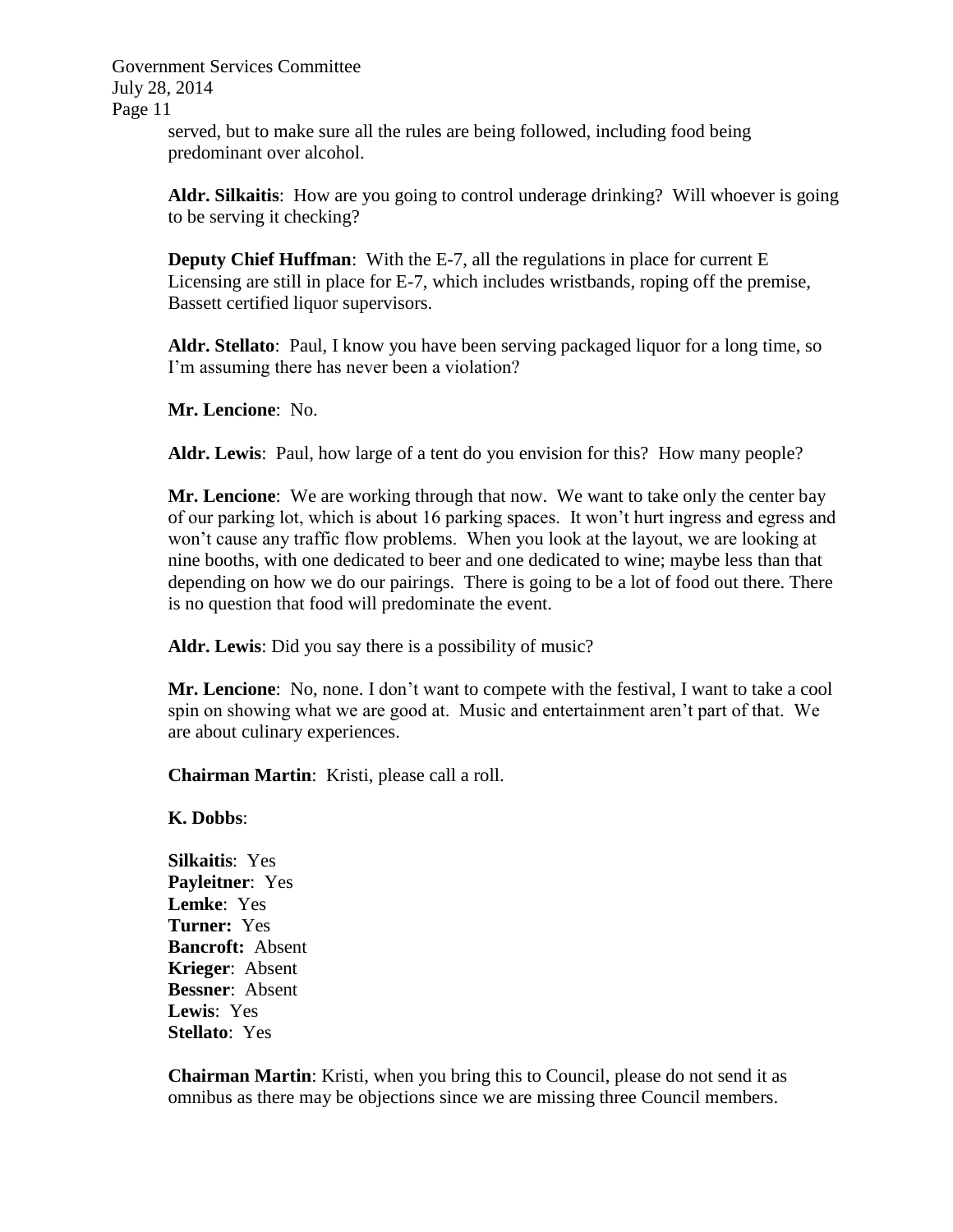served, but to make sure all the rules are being followed, including food being predominant over alcohol.

**Aldr. Silkaitis**: How are you going to control underage drinking? Will whoever is going to be serving it checking?

**Deputy Chief Huffman**: With the E-7, all the regulations in place for current E Licensing are still in place for E-7, which includes wristbands, roping off the premise, Bassett certified liquor supervisors.

**Aldr. Stellato**: Paul, I know you have been serving packaged liquor for a long time, so I'm assuming there has never been a violation?

**Mr. Lencione**: No.

**Aldr. Lewis**: Paul, how large of a tent do you envision for this? How many people?

**Mr. Lencione**: We are working through that now. We want to take only the center bay of our parking lot, which is about 16 parking spaces. It won't hurt ingress and egress and won't cause any traffic flow problems. When you look at the layout, we are looking at nine booths, with one dedicated to beer and one dedicated to wine; maybe less than that depending on how we do our pairings. There is going to be a lot of food out there. There is no question that food will predominate the event.

**Aldr. Lewis**: Did you say there is a possibility of music?

**Mr. Lencione**: No, none. I don't want to compete with the festival, I want to take a cool spin on showing what we are good at. Music and entertainment aren't part of that. We are about culinary experiences.

**Chairman Martin**: Kristi, please call a roll.

**K. Dobbs**:

**Silkaitis**: Yes
**Payleitner**: Yes
**Lemke**: Yes
**Turner:** Yes
**Bancroft:** Absent
**Krieger**: Absent
**Bessner**: Absent
**Lewis**: Yes
**Stellato**: Yes

**Chairman Martin**: Kristi, when you bring this to Council, please do not send it as omnibus as there may be objections since we are missing three Council members.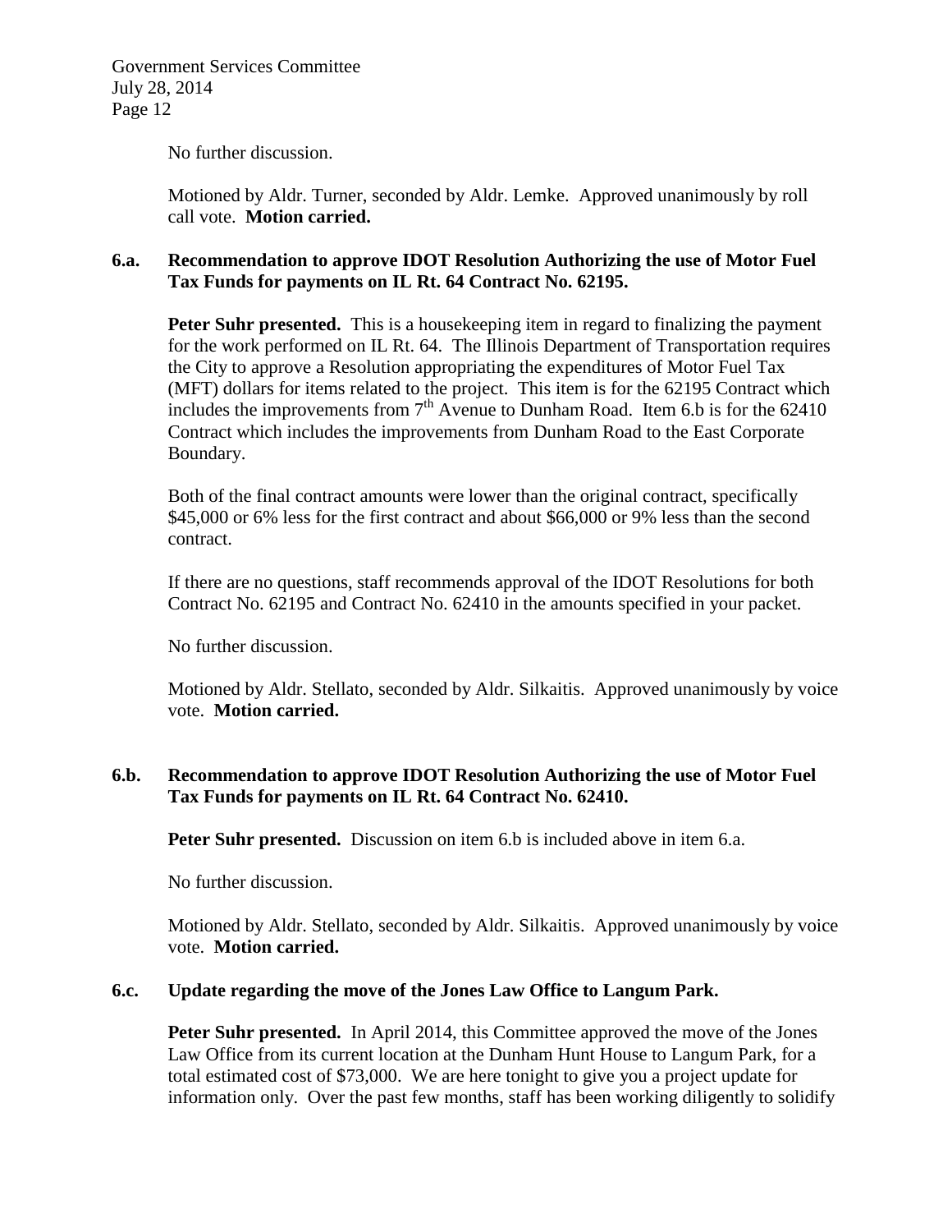No further discussion.

Motioned by Aldr. Turner, seconded by Aldr. Lemke. Approved unanimously by roll call vote. **Motion carried.**

**6.a. Recommendation to approve IDOT Resolution Authorizing the use of Motor Fuel Tax Funds for payments on IL Rt. 64 Contract No. 62195.**

**Peter Suhr presented.** This is a housekeeping item in regard to finalizing the payment for the work performed on IL Rt. 64. The Illinois Department of Transportation requires the City to approve a Resolution appropriating the expenditures of Motor Fuel Tax (MFT) dollars for items related to the project. This item is for the 62195 Contract which includes the improvements from 7th Avenue to Dunham Road. Item 6.b is for the 62410 Contract which includes the improvements from Dunham Road to the East Corporate Boundary.

Both of the final contract amounts were lower than the original contract, specifically $45,000 or 6% less for the first contract and about $66,000 or 9% less than the second contract.

If there are no questions, staff recommends approval of the IDOT Resolutions for both Contract No. 62195 and Contract No. 62410 in the amounts specified in your packet.

No further discussion.

Motioned by Aldr. Stellato, seconded by Aldr. Silkaitis. Approved unanimously by voice vote. **Motion carried.**

**6.b. Recommendation to approve IDOT Resolution Authorizing the use of Motor Fuel Tax Funds for payments on IL Rt. 64 Contract No. 62410.**

**Peter Suhr presented.** Discussion on item 6.b is included above in item 6.a.

No further discussion.

Motioned by Aldr. Stellato, seconded by Aldr. Silkaitis. Approved unanimously by voice vote. **Motion carried.**

**6.c. Update regarding the move of the Jones Law Office to Langum Park.**

**Peter Suhr presented.** In April 2014, this Committee approved the move of the Jones Law Office from its current location at the Dunham Hunt House to Langum Park, for a total estimated cost of $73,000. We are here tonight to give you a project update for information only. Over the past few months, staff has been working diligently to solidify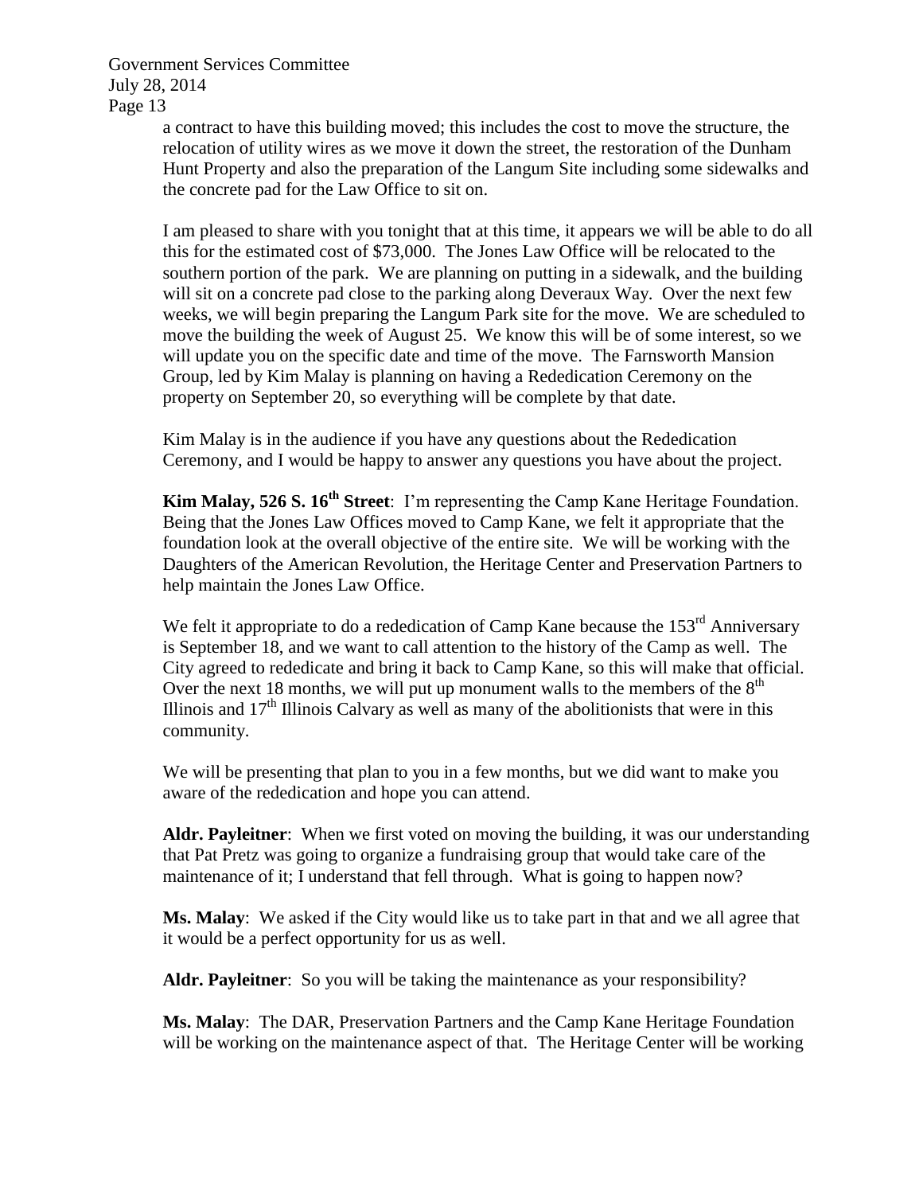a contract to have this building moved; this includes the cost to move the structure, the relocation of utility wires as we move it down the street, the restoration of the Dunham Hunt Property and also the preparation of the Langum Site including some sidewalks and the concrete pad for the Law Office to sit on.

I am pleased to share with you tonight that at this time, it appears we will be able to do all this for the estimated cost of $73,000. The Jones Law Office will be relocated to the southern portion of the park. We are planning on putting in a sidewalk, and the building will sit on a concrete pad close to the parking along Deveraux Way. Over the next few weeks, we will begin preparing the Langum Park site for the move. We are scheduled to move the building the week of August 25. We know this will be of some interest, so we will update you on the specific date and time of the move. The Farnsworth Mansion Group, led by Kim Malay is planning on having a Rededication Ceremony on the property on September 20, so everything will be complete by that date.

Kim Malay is in the audience if you have any questions about the Rededication Ceremony, and I would be happy to answer any questions you have about the project.

**Kim Malay, 526 S. 16th Street**: I'm representing the Camp Kane Heritage Foundation. Being that the Jones Law Offices moved to Camp Kane, we felt it appropriate that the foundation look at the overall objective of the entire site. We will be working with the Daughters of the American Revolution, the Heritage Center and Preservation Partners to help maintain the Jones Law Office.

We felt it appropriate to do a rededication of Camp Kane because the 153rd Anniversary is September 18, and we want to call attention to the history of the Camp as well. The City agreed to rededicate and bring it back to Camp Kane, so this will make that official. Over the next 18 months, we will put up monument walls to the members of the 8th Illinois and 17th Illinois Calvary as well as many of the abolitionists that were in this community.

We will be presenting that plan to you in a few months, but we did want to make you aware of the rededication and hope you can attend.

**Aldr. Payleitner**: When we first voted on moving the building, it was our understanding that Pat Pretz was going to organize a fundraising group that would take care of the maintenance of it; I understand that fell through. What is going to happen now?

**Ms. Malay**: We asked if the City would like us to take part in that and we all agree that it would be a perfect opportunity for us as well.

**Aldr. Payleitner**: So you will be taking the maintenance as your responsibility?

**Ms. Malay**: The DAR, Preservation Partners and the Camp Kane Heritage Foundation will be working on the maintenance aspect of that. The Heritage Center will be working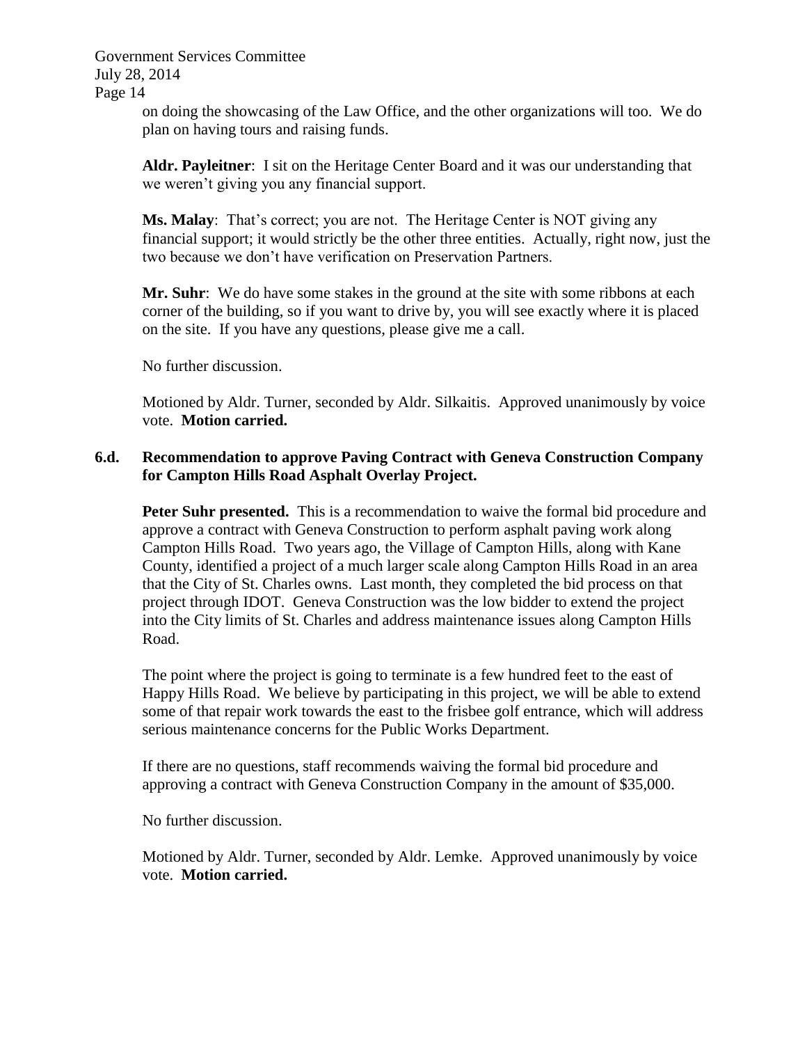on doing the showcasing of the Law Office, and the other organizations will too. We do plan on having tours and raising funds.

**Aldr. Payleitner**: I sit on the Heritage Center Board and it was our understanding that we weren't giving you any financial support.

**Ms. Malay**: That's correct; you are not. The Heritage Center is NOT giving any financial support; it would strictly be the other three entities. Actually, right now, just the two because we don't have verification on Preservation Partners.

**Mr. Suhr**: We do have some stakes in the ground at the site with some ribbons at each corner of the building, so if you want to drive by, you will see exactly where it is placed on the site. If you have any questions, please give me a call.

No further discussion.

Motioned by Aldr. Turner, seconded by Aldr. Silkaitis. Approved unanimously by voice vote. **Motion carried.**

**6.d. Recommendation to approve Paving Contract with Geneva Construction Company for Campton Hills Road Asphalt Overlay Project.**

**Peter Suhr presented.** This is a recommendation to waive the formal bid procedure and approve a contract with Geneva Construction to perform asphalt paving work along Campton Hills Road. Two years ago, the Village of Campton Hills, along with Kane County, identified a project of a much larger scale along Campton Hills Road in an area that the City of St. Charles owns. Last month, they completed the bid process on that project through IDOT. Geneva Construction was the low bidder to extend the project into the City limits of St. Charles and address maintenance issues along Campton Hills Road.

The point where the project is going to terminate is a few hundred feet to the east of Happy Hills Road. We believe by participating in this project, we will be able to extend some of that repair work towards the east to the frisbee golf entrance, which will address serious maintenance concerns for the Public Works Department.

If there are no questions, staff recommends waiving the formal bid procedure and approving a contract with Geneva Construction Company in the amount of $35,000.

No further discussion.

Motioned by Aldr. Turner, seconded by Aldr. Lemke. Approved unanimously by voice vote. **Motion carried.**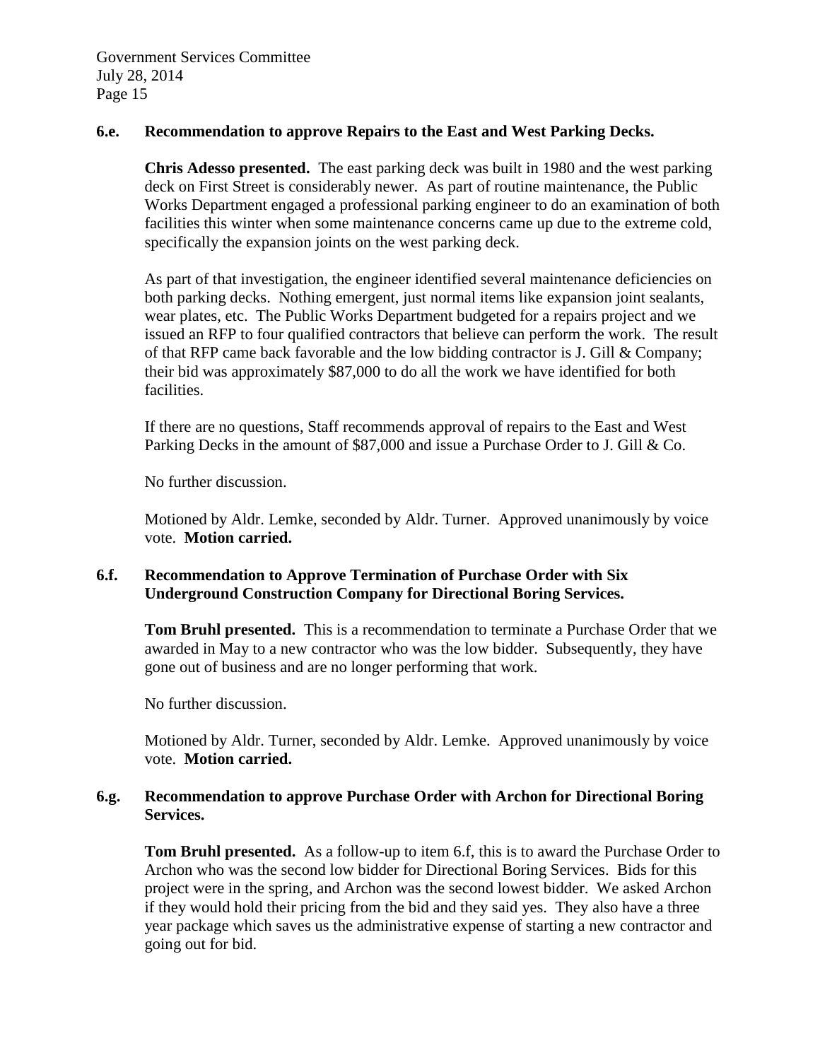**6.e. Recommendation to approve Repairs to the East and West Parking Decks.**

**Chris Adesso presented.** The east parking deck was built in 1980 and the west parking deck on First Street is considerably newer. As part of routine maintenance, the Public Works Department engaged a professional parking engineer to do an examination of both facilities this winter when some maintenance concerns came up due to the extreme cold, specifically the expansion joints on the west parking deck.

As part of that investigation, the engineer identified several maintenance deficiencies on both parking decks. Nothing emergent, just normal items like expansion joint sealants, wear plates, etc. The Public Works Department budgeted for a repairs project and we issued an RFP to four qualified contractors that believe can perform the work. The result of that RFP came back favorable and the low bidding contractor is J. Gill & Company; their bid was approximately $87,000 to do all the work we have identified for both facilities.

If there are no questions, Staff recommends approval of repairs to the East and West Parking Decks in the amount of $87,000 and issue a Purchase Order to J. Gill & Co.

No further discussion.

Motioned by Aldr. Lemke, seconded by Aldr. Turner. Approved unanimously by voice vote. **Motion carried.**

**6.f. Recommendation to Approve Termination of Purchase Order with Six Underground Construction Company for Directional Boring Services.**

**Tom Bruhl presented.** This is a recommendation to terminate a Purchase Order that we awarded in May to a new contractor who was the low bidder. Subsequently, they have gone out of business and are no longer performing that work.

No further discussion.

Motioned by Aldr. Turner, seconded by Aldr. Lemke. Approved unanimously by voice vote. **Motion carried.**

**6.g. Recommendation to approve Purchase Order with Archon for Directional Boring Services.**

**Tom Bruhl presented.** As a follow-up to item 6.f, this is to award the Purchase Order to Archon who was the second low bidder for Directional Boring Services. Bids for this project were in the spring, and Archon was the second lowest bidder. We asked Archon if they would hold their pricing from the bid and they said yes. They also have a three year package which saves us the administrative expense of starting a new contractor and going out for bid.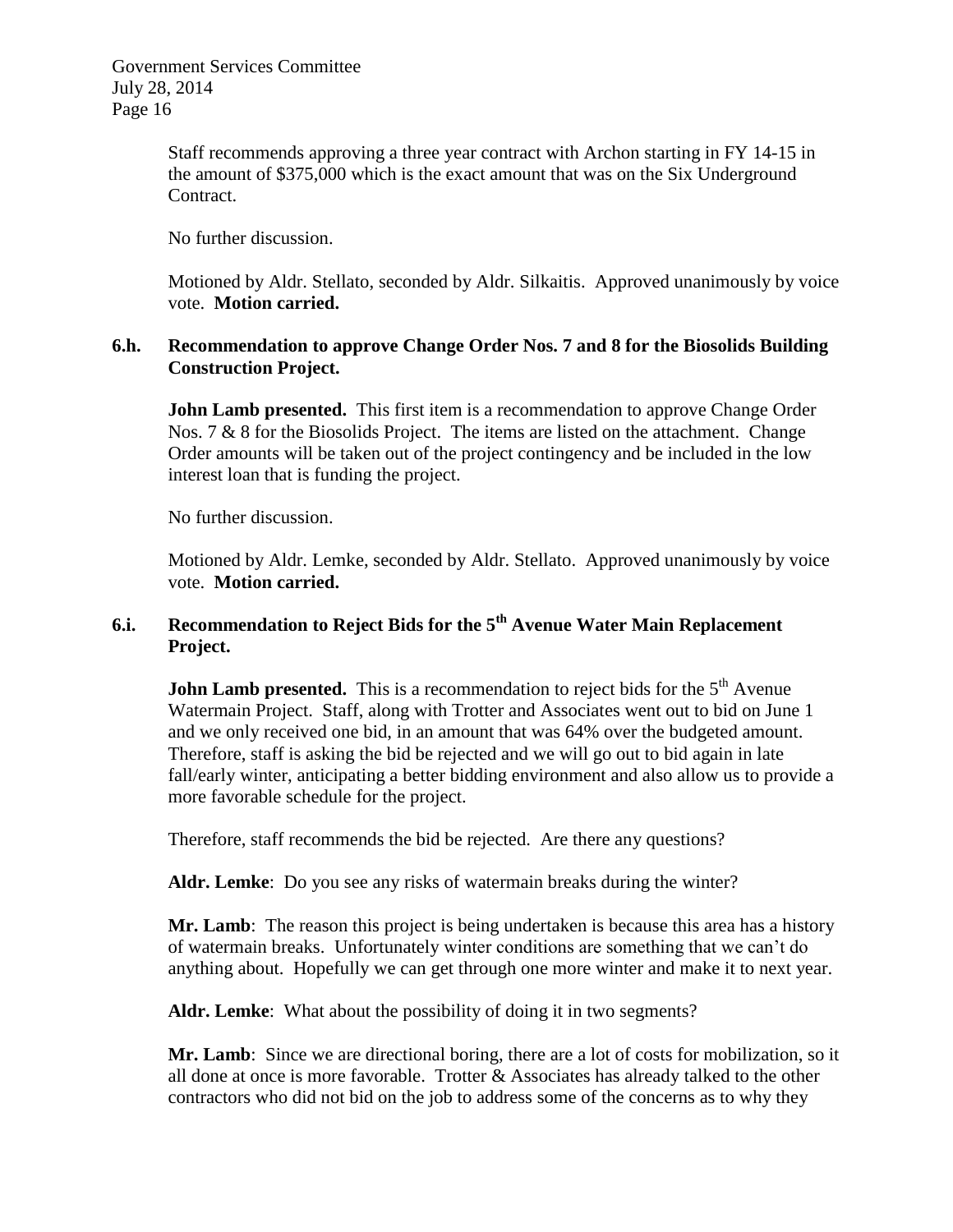Staff recommends approving a three year contract with Archon starting in FY 14-15 in the amount of $375,000 which is the exact amount that was on the Six Underground Contract.

No further discussion.

Motioned by Aldr. Stellato, seconded by Aldr. Silkaitis. Approved unanimously by voice vote. **Motion carried.**

**6.h. Recommendation to approve Change Order Nos. 7 and 8 for the Biosolids Building Construction Project.**

**John Lamb presented.** This first item is a recommendation to approve Change Order Nos. 7 & 8 for the Biosolids Project. The items are listed on the attachment. Change Order amounts will be taken out of the project contingency and be included in the low interest loan that is funding the project.

No further discussion.

Motioned by Aldr. Lemke, seconded by Aldr. Stellato. Approved unanimously by voice vote. **Motion carried.**

**6.i. Recommendation to Reject Bids for the 5th Avenue Water Main Replacement Project.**

**John Lamb presented.** This is a recommendation to reject bids for the 5th Avenue Watermain Project. Staff, along with Trotter and Associates went out to bid on June 1 and we only received one bid, in an amount that was 64% over the budgeted amount. Therefore, staff is asking the bid be rejected and we will go out to bid again in late fall/early winter, anticipating a better bidding environment and also allow us to provide a more favorable schedule for the project.

Therefore, staff recommends the bid be rejected. Are there any questions?

**Aldr. Lemke**: Do you see any risks of watermain breaks during the winter?

**Mr. Lamb**: The reason this project is being undertaken is because this area has a history of watermain breaks. Unfortunately winter conditions are something that we can't do anything about. Hopefully we can get through one more winter and make it to next year.

**Aldr. Lemke**: What about the possibility of doing it in two segments?

**Mr. Lamb**: Since we are directional boring, there are a lot of costs for mobilization, so it all done at once is more favorable. Trotter & Associates has already talked to the other contractors who did not bid on the job to address some of the concerns as to why they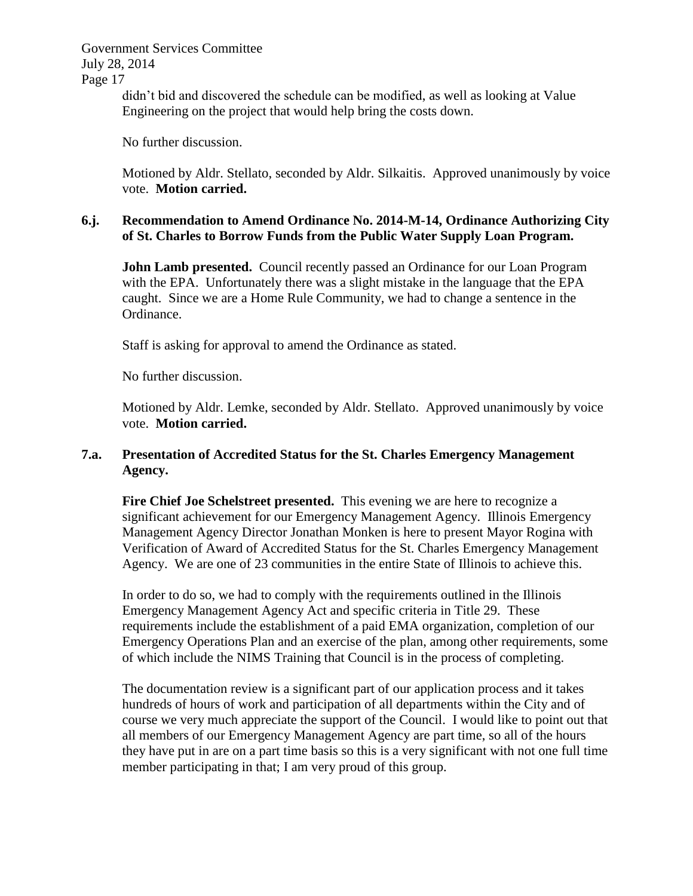didn't bid and discovered the schedule can be modified, as well as looking at Value Engineering on the project that would help bring the costs down.

No further discussion.

Motioned by Aldr. Stellato, seconded by Aldr. Silkaitis. Approved unanimously by voice vote. **Motion carried.**

**6.j. Recommendation to Amend Ordinance No. 2014-M-14, Ordinance Authorizing City of St. Charles to Borrow Funds from the Public Water Supply Loan Program.**

**John Lamb presented.** Council recently passed an Ordinance for our Loan Program with the EPA. Unfortunately there was a slight mistake in the language that the EPA caught. Since we are a Home Rule Community, we had to change a sentence in the Ordinance.

Staff is asking for approval to amend the Ordinance as stated.

No further discussion.

Motioned by Aldr. Lemke, seconded by Aldr. Stellato. Approved unanimously by voice vote. **Motion carried.**

**7.a. Presentation of Accredited Status for the St. Charles Emergency Management Agency.**

**Fire Chief Joe Schelstreet presented.** This evening we are here to recognize a significant achievement for our Emergency Management Agency. Illinois Emergency Management Agency Director Jonathan Monken is here to present Mayor Rogina with Verification of Award of Accredited Status for the St. Charles Emergency Management Agency. We are one of 23 communities in the entire State of Illinois to achieve this.

In order to do so, we had to comply with the requirements outlined in the Illinois Emergency Management Agency Act and specific criteria in Title 29. These requirements include the establishment of a paid EMA organization, completion of our Emergency Operations Plan and an exercise of the plan, among other requirements, some of which include the NIMS Training that Council is in the process of completing.

The documentation review is a significant part of our application process and it takes hundreds of hours of work and participation of all departments within the City and of course we very much appreciate the support of the Council. I would like to point out that all members of our Emergency Management Agency are part time, so all of the hours they have put in are on a part time basis so this is a very significant with not one full time member participating in that; I am very proud of this group.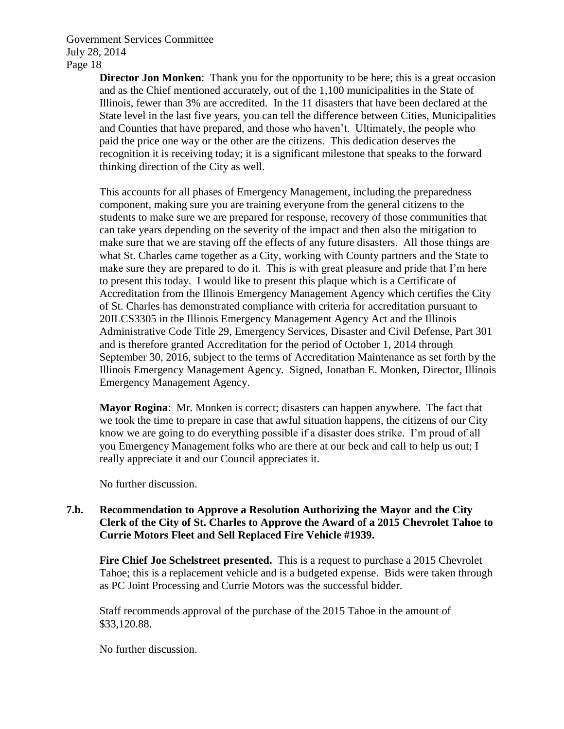**Director Jon Monken**: Thank you for the opportunity to be here; this is a great occasion and as the Chief mentioned accurately, out of the 1,100 municipalities in the State of Illinois, fewer than 3% are accredited. In the 11 disasters that have been declared at the State level in the last five years, you can tell the difference between Cities, Municipalities and Counties that have prepared, and those who haven't. Ultimately, the people who paid the price one way or the other are the citizens. This dedication deserves the recognition it is receiving today; it is a significant milestone that speaks to the forward thinking direction of the City as well.

This accounts for all phases of Emergency Management, including the preparedness component, making sure you are training everyone from the general citizens to the students to make sure we are prepared for response, recovery of those communities that can take years depending on the severity of the impact and then also the mitigation to make sure that we are staving off the effects of any future disasters. All those things are what St. Charles came together as a City, working with County partners and the State to make sure they are prepared to do it. This is with great pleasure and pride that I'm here to present this today. I would like to present this plaque which is a Certificate of Accreditation from the Illinois Emergency Management Agency which certifies the City of St. Charles has demonstrated compliance with criteria for accreditation pursuant to 20ILCS3305 in the Illinois Emergency Management Agency Act and the Illinois Administrative Code Title 29, Emergency Services, Disaster and Civil Defense, Part 301 and is therefore granted Accreditation for the period of October 1, 2014 through September 30, 2016, subject to the terms of Accreditation Maintenance as set forth by the Illinois Emergency Management Agency. Signed, Jonathan E. Monken, Director, Illinois Emergency Management Agency.

**Mayor Rogina**: Mr. Monken is correct; disasters can happen anywhere. The fact that we took the time to prepare in case that awful situation happens, the citizens of our City know we are going to do everything possible if a disaster does strike. I'm proud of all you Emergency Management folks who are there at our beck and call to help us out; I really appreciate it and our Council appreciates it.

No further discussion.

**7.b. Recommendation to Approve a Resolution Authorizing the Mayor and the City Clerk of the City of St. Charles to Approve the Award of a 2015 Chevrolet Tahoe to Currie Motors Fleet and Sell Replaced Fire Vehicle #1939.**

**Fire Chief Joe Schelstreet presented.** This is a request to purchase a 2015 Chevrolet Tahoe; this is a replacement vehicle and is a budgeted expense. Bids were taken through as PC Joint Processing and Currie Motors was the successful bidder.

Staff recommends approval of the purchase of the 2015 Tahoe in the amount of $33,120.88.

No further discussion.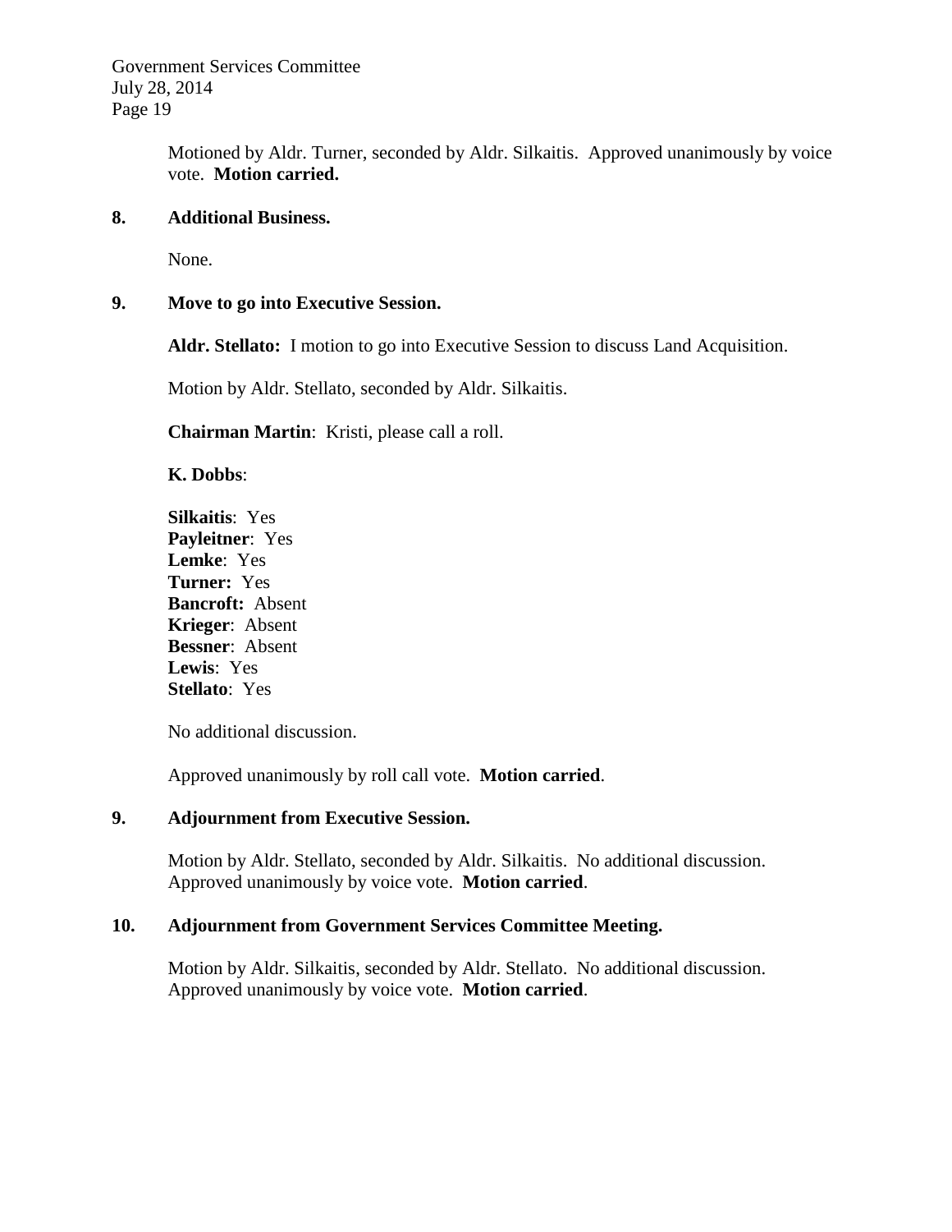Motioned by Aldr. Turner, seconded by Aldr. Silkaitis. Approved unanimously by voice vote. **Motion carried.**

**8. Additional Business.**

None.

**9. Move to go into Executive Session.**

**Aldr. Stellato:** I motion to go into Executive Session to discuss Land Acquisition.

Motion by Aldr. Stellato, seconded by Aldr. Silkaitis.

**Chairman Martin**: Kristi, please call a roll.

**K. Dobbs**:

**Silkaitis**: Yes
**Payleitner**: Yes
**Lemke**: Yes
**Turner:** Yes
**Bancroft:** Absent
**Krieger**: Absent
**Bessner**: Absent
**Lewis**: Yes
**Stellato**: Yes

No additional discussion.

Approved unanimously by roll call vote. **Motion carried**.

**9. Adjournment from Executive Session.**

Motion by Aldr. Stellato, seconded by Aldr. Silkaitis. No additional discussion. Approved unanimously by voice vote. **Motion carried**.

**10. Adjournment from Government Services Committee Meeting.**

Motion by Aldr. Silkaitis, seconded by Aldr. Stellato. No additional discussion. Approved unanimously by voice vote. **Motion carried**.